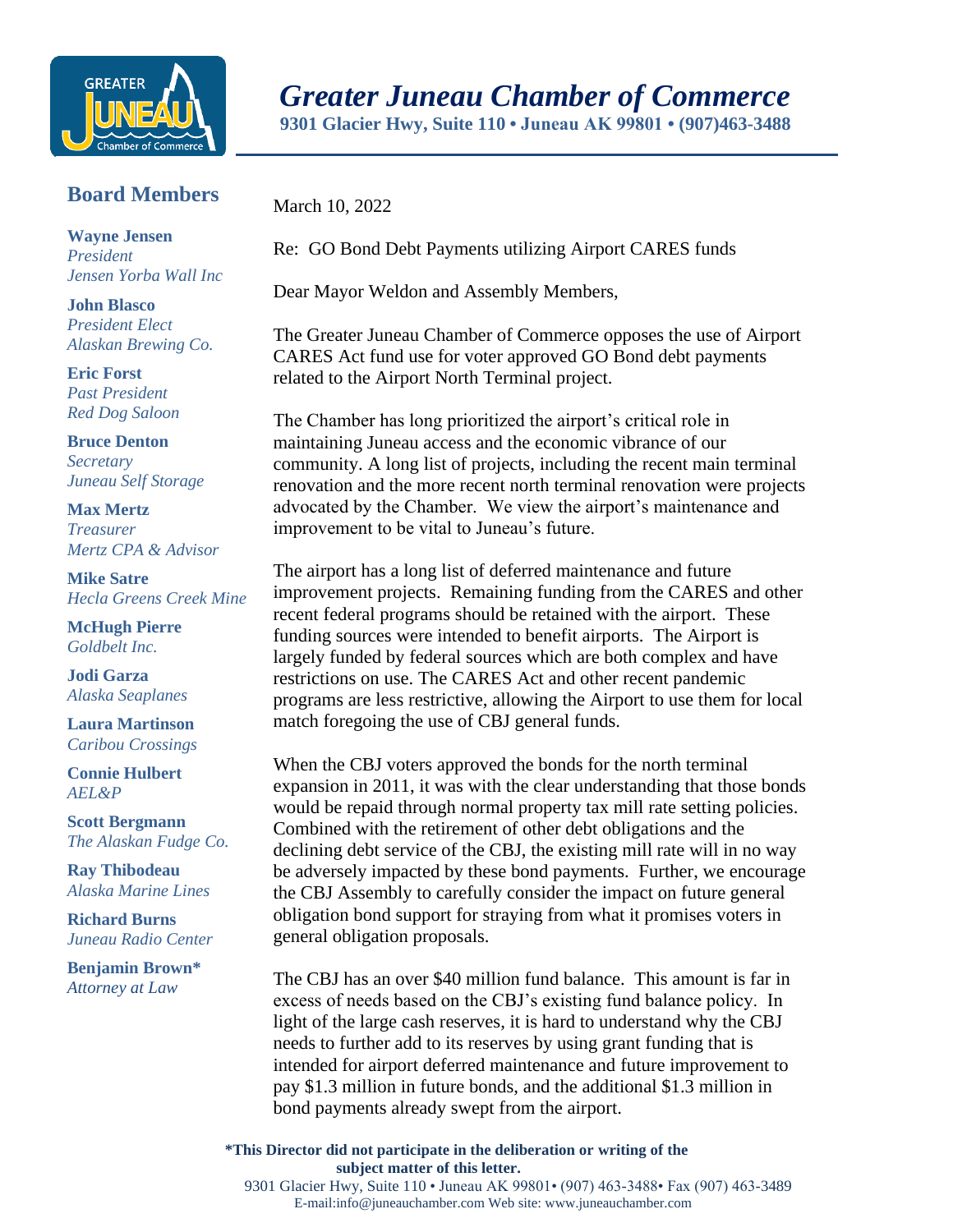# Greater Juneau Chamber of Commerce

**9301 Glacier Hwy, Suite 110 • Juneau AK 99801 • (907)463-3488**

## Board Members

**Wayne Jensen**
*President*
*Jensen Yorba Wall Inc*

**John Blasco**
*President Elect*
*Alaskan Brewing Co.*

**Eric Forst**
*Past President*
*Red Dog Saloon*

**Bruce Denton**
*Secretary*
*Juneau Self Storage*

**Max Mertz**
*Treasurer*
*Mertz CPA & Advisor*

**Mike Satre**
*Hecla Greens Creek Mine*

**McHugh Pierre**
*Goldbelt Inc.*

**Jodi Garza**
*Alaska Seaplanes*

**Laura Martinson**
*Caribou Crossings*

**Connie Hulbert**
*AEL&P*

**Scott Bergmann**
*The Alaskan Fudge Co.*

**Ray Thibodeau**
*Alaska Marine Lines*

**Richard Burns**
*Juneau Radio Center*

**Benjamin Brown***
*Attorney at Law*

March 10, 2022

Re: GO Bond Debt Payments utilizing Airport CARES funds

Dear Mayor Weldon and Assembly Members,

The Greater Juneau Chamber of Commerce opposes the use of Airport CARES Act fund use for voter approved GO Bond debt payments related to the Airport North Terminal project.

The Chamber has long prioritized the airport's critical role in maintaining Juneau access and the economic vibrance of our community. A long list of projects, including the recent main terminal renovation and the more recent north terminal renovation were projects advocated by the Chamber. We view the airport's maintenance and improvement to be vital to Juneau's future.

The airport has a long list of deferred maintenance and future improvement projects. Remaining funding from the CARES and other recent federal programs should be retained with the airport. These funding sources were intended to benefit airports. The Airport is largely funded by federal sources which are both complex and have restrictions on use. The CARES Act and other recent pandemic programs are less restrictive, allowing the Airport to use them for local match foregoing the use of CBJ general funds.

When the CBJ voters approved the bonds for the north terminal expansion in 2011, it was with the clear understanding that those bonds would be repaid through normal property tax mill rate setting policies. Combined with the retirement of other debt obligations and the declining debt service of the CBJ, the existing mill rate will in no way be adversely impacted by these bond payments. Further, we encourage the CBJ Assembly to carefully consider the impact on future general obligation bond support for straying from what it promises voters in general obligation proposals.

The CBJ has an over $40 million fund balance. This amount is far in excess of needs based on the CBJ's existing fund balance policy. In light of the large cash reserves, it is hard to understand why the CBJ needs to further add to its reserves by using grant funding that is intended for airport deferred maintenance and future improvement to pay $1.3 million in future bonds, and the additional $1.3 million in bond payments already swept from the airport.

**\*This Director did not participate in the deliberation or writing of the subject matter of this letter.**

9301 Glacier Hwy, Suite 110 • Juneau AK 99801• (907) 463-3488• Fax (907) 463-3489
E-mail:info@juneauchamber.com Web site: www.juneauchamber.com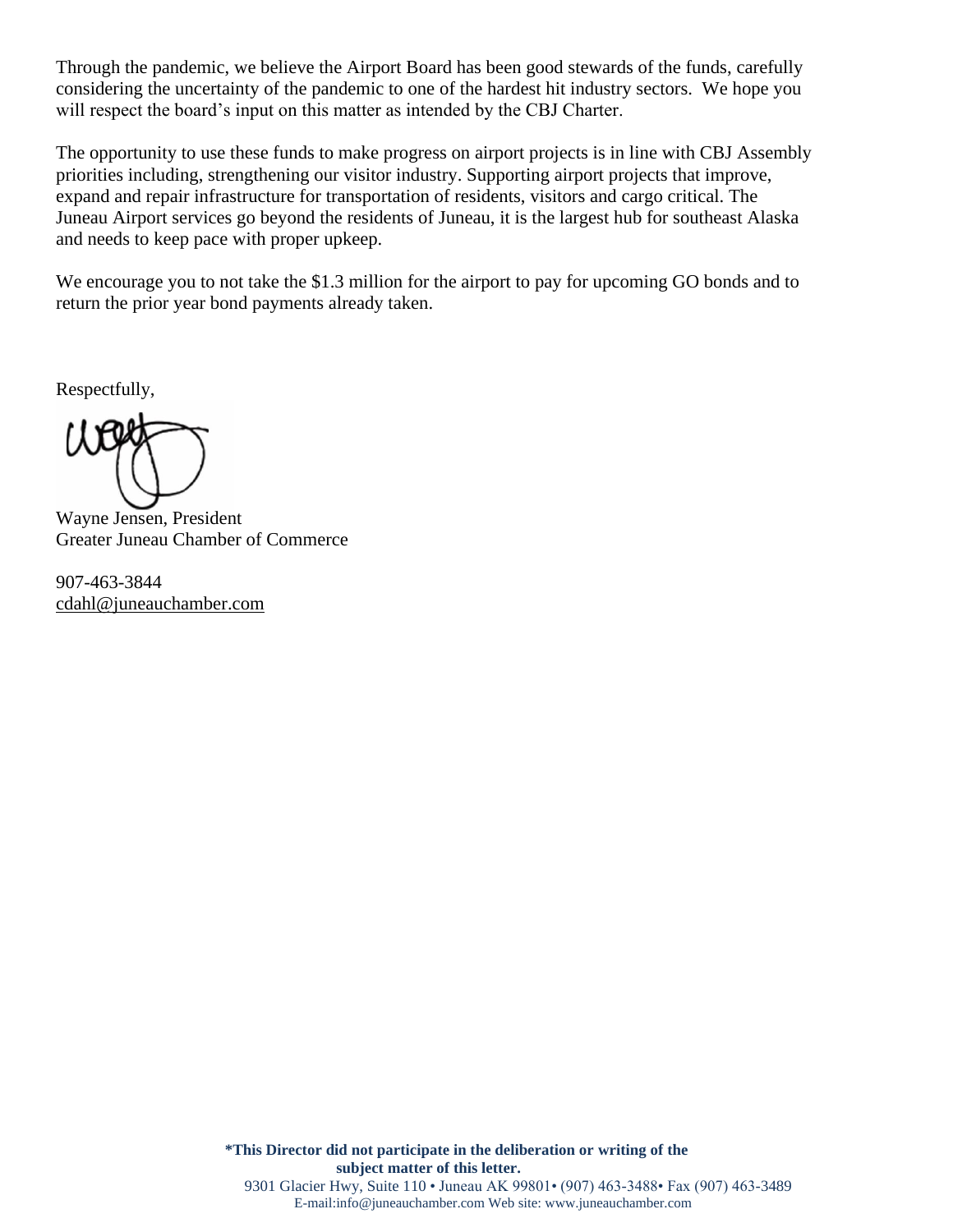Through the pandemic, we believe the Airport Board has been good stewards of the funds, carefully considering the uncertainty of the pandemic to one of the hardest hit industry sectors. We hope you will respect the board's input on this matter as intended by the CBJ Charter.

The opportunity to use these funds to make progress on airport projects is in line with CBJ Assembly priorities including, strengthening our visitor industry. Supporting airport projects that improve, expand and repair infrastructure for transportation of residents, visitors and cargo critical. The Juneau Airport services go beyond the residents of Juneau, it is the largest hub for southeast Alaska and needs to keep pace with proper upkeep.

We encourage you to not take the $1.3 million for the airport to pay for upcoming GO bonds and to return the prior year bond payments already taken.

Respectfully,

Wayne Jensen, President
Greater Juneau Chamber of Commerce

907-463-3844
cdahl@juneauchamber.com

**\*This Director did not participate in the deliberation or writing of the subject matter of this letter.**

9301 Glacier Hwy, Suite 110 • Juneau AK 99801• (907) 463-3488• Fax (907) 463-3489
E-mail:info@juneauchamber.com Web site: www.juneauchamber.com